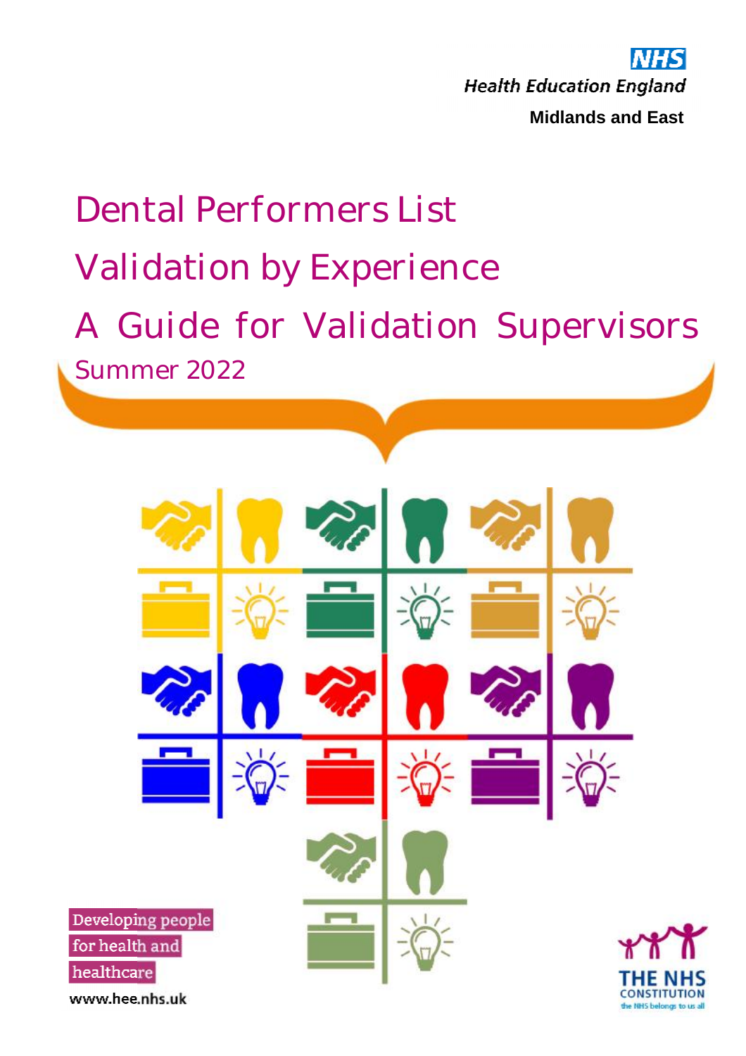NHS
Health Education England
Midlands and East

# Dental Performers List

# Validation by Experience

# A Guide for Validation Supervisors

Summer 2022

Developing people for health and healthcare

www.hee.nhs.uk

THE NHS CONSTITUTION
the NHS belongs to us all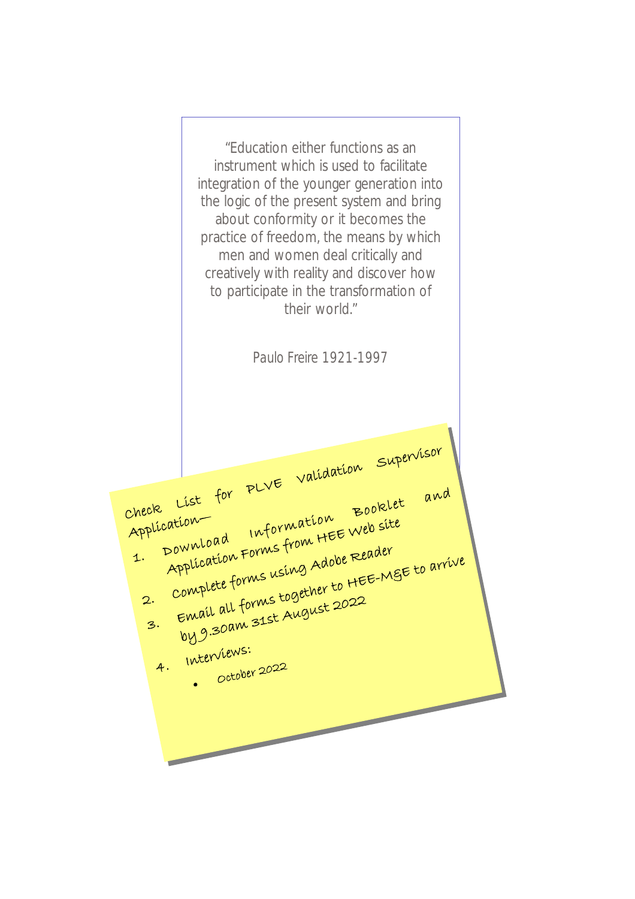"Education either functions as an instrument which is used to facilitate integration of the younger generation into the logic of the present system and bring about conformity or it becomes the practice of freedom, the means by which men and women deal critically and creatively with reality and discover how to participate in the transformation of their world."

*Paulo Freire 1921-1997*

Check List for PLVE Validation Supervisor and Application—

1. Download Information Booklet and Application Forms from HEE Web site
2. Complete forms using Adobe Reader
3. Email all forms together to HEE-M&E to arrive by 9.30am 31st August 2022
4. Interviews:
   - October 2022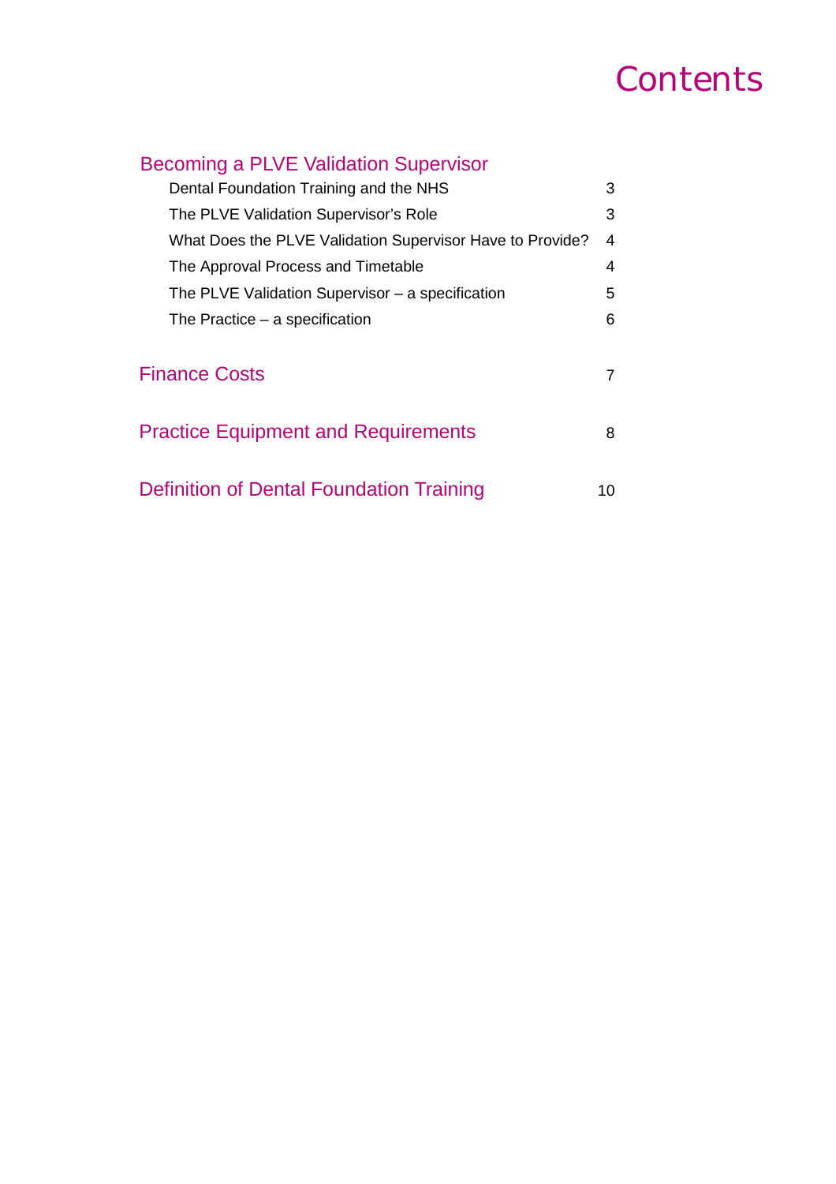# Contents

## Becoming a PLVE Validation Supervisor

| | |
|---|---|
| Dental Foundation Training and the NHS | 3 |
| The PLVE Validation Supervisor's Role | 3 |
| What Does the PLVE Validation Supervisor Have to Provide? | 4 |
| The Approval Process and Timetable | 4 |
| The PLVE Validation Supervisor – a specification | 5 |
| The Practice – a specification | 6 |

## Finance Costs 7

## Practice Equipment and Requirements 8

## Definition of Dental Foundation Training 10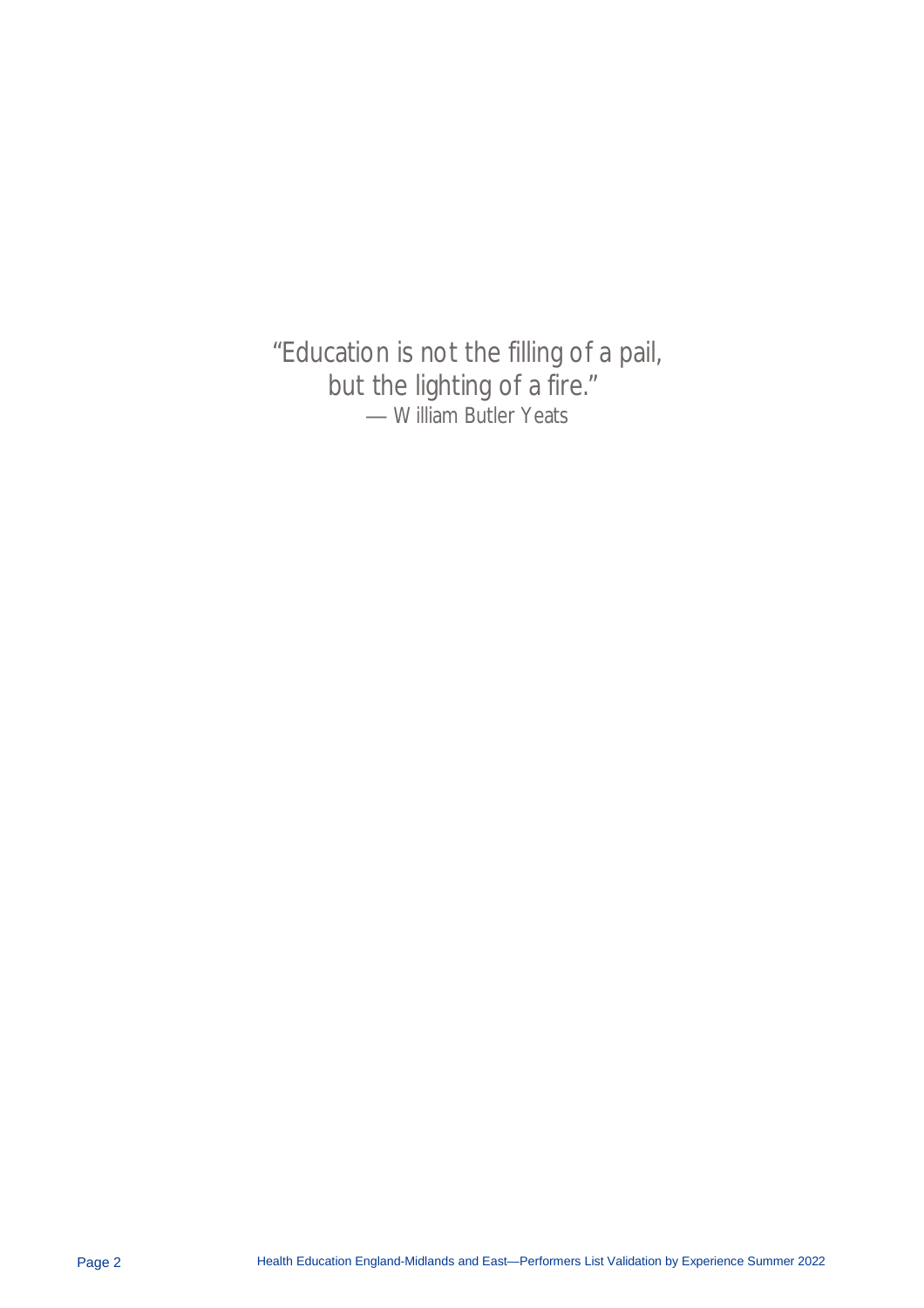"Education is not the filling of a pail, but the lighting of a fire."
— William Butler Yeats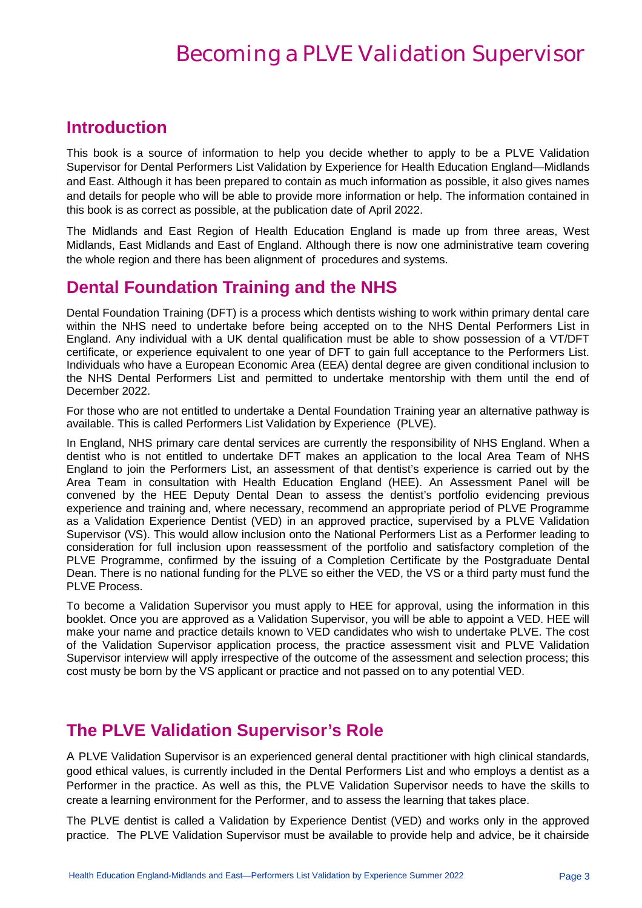# Becoming a PLVE Validation Supervisor

## Introduction

This book is a source of information to help you decide whether to apply to be a PLVE Validation Supervisor for Dental Performers List Validation by Experience for Health Education England—Midlands and East. Although it has been prepared to contain as much information as possible, it also gives names and details for people who will be able to provide more information or help. The information contained in this book is as correct as possible, at the publication date of April 2022.

The Midlands and East Region of Health Education England is made up from three areas, West Midlands, East Midlands and East of England. Although there is now one administrative team covering the whole region and there has been alignment of procedures and systems.

## Dental Foundation Training and the NHS

Dental Foundation Training (DFT) is a process which dentists wishing to work within primary dental care within the NHS need to undertake before being accepted on to the NHS Dental Performers List in England. Any individual with a UK dental qualification must be able to show possession of a VT/DFT certificate, or experience equivalent to one year of DFT to gain full acceptance to the Performers List. Individuals who have a European Economic Area (EEA) dental degree are given conditional inclusion to the NHS Dental Performers List and permitted to undertake mentorship with them until the end of December 2022.

For those who are not entitled to undertake a Dental Foundation Training year an alternative pathway is available. This is called Performers List Validation by Experience (PLVE).

In England, NHS primary care dental services are currently the responsibility of NHS England. When a dentist who is not entitled to undertake DFT makes an application to the local Area Team of NHS England to join the Performers List, an assessment of that dentist's experience is carried out by the Area Team in consultation with Health Education England (HEE). An Assessment Panel will be convened by the HEE Deputy Dental Dean to assess the dentist's portfolio evidencing previous experience and training and, where necessary, recommend an appropriate period of PLVE Programme as a Validation Experience Dentist (VED) in an approved practice, supervised by a PLVE Validation Supervisor (VS). This would allow inclusion onto the National Performers List as a Performer leading to consideration for full inclusion upon reassessment of the portfolio and satisfactory completion of the PLVE Programme, confirmed by the issuing of a Completion Certificate by the Postgraduate Dental Dean. There is no national funding for the PLVE so either the VED, the VS or a third party must fund the PLVE Process.

To become a Validation Supervisor you must apply to HEE for approval, using the information in this booklet. Once you are approved as a Validation Supervisor, you will be able to appoint a VED. HEE will make your name and practice details known to VED candidates who wish to undertake PLVE. The cost of the Validation Supervisor application process, the practice assessment visit and PLVE Validation Supervisor interview will apply irrespective of the outcome of the assessment and selection process; this cost musty be born by the VS applicant or practice and not passed on to any potential VED.

## The PLVE Validation Supervisor's Role

A PLVE Validation Supervisor is an experienced general dental practitioner with high clinical standards, good ethical values, is currently included in the Dental Performers List and who employs a dentist as a Performer in the practice. As well as this, the PLVE Validation Supervisor needs to have the skills to create a learning environment for the Performer, and to assess the learning that takes place.

The PLVE dentist is called a Validation by Experience Dentist (VED) and works only in the approved practice. The PLVE Validation Supervisor must be available to provide help and advice, be it chairside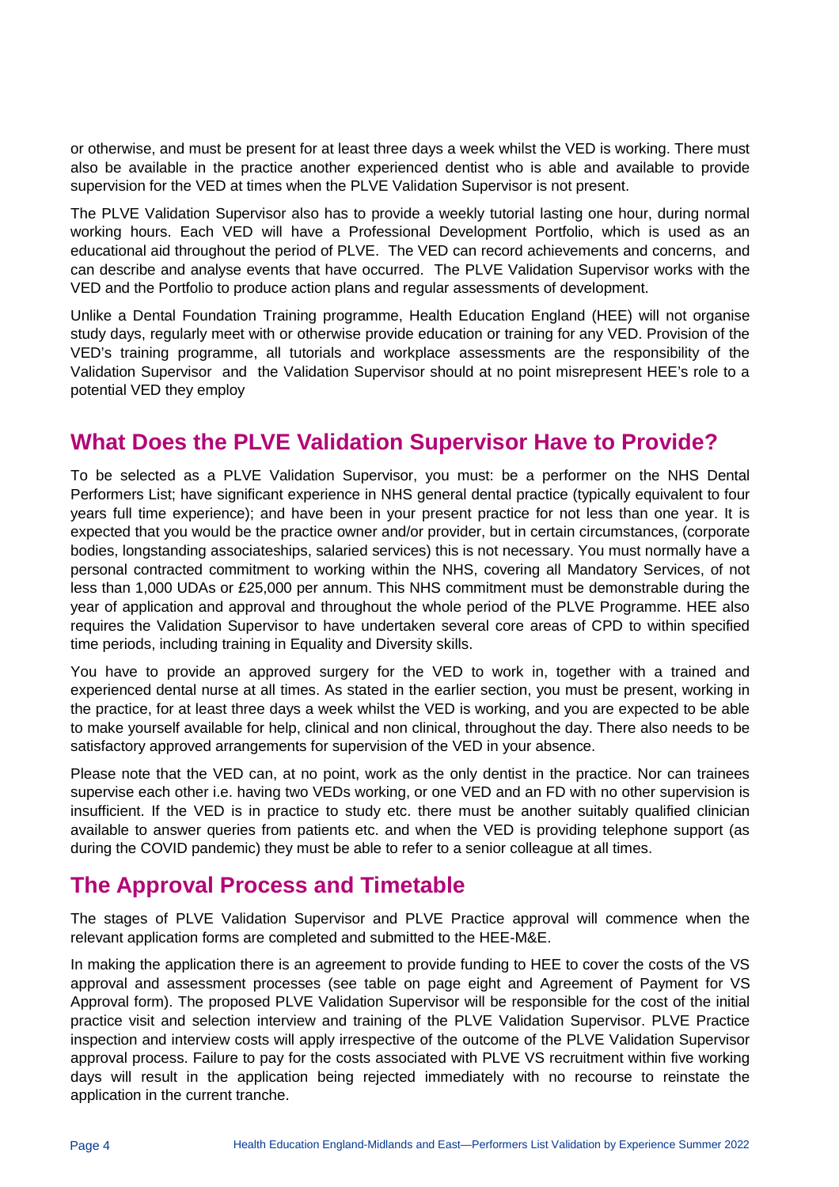or otherwise, and must be present for at least three days a week whilst the VED is working. There must also be available in the practice another experienced dentist who is able and available to provide supervision for the VED at times when the PLVE Validation Supervisor is not present.

The PLVE Validation Supervisor also has to provide a weekly tutorial lasting one hour, during normal working hours. Each VED will have a Professional Development Portfolio, which is used as an educational aid throughout the period of PLVE. The VED can record achievements and concerns, and can describe and analyse events that have occurred. The PLVE Validation Supervisor works with the VED and the Portfolio to produce action plans and regular assessments of development.

Unlike a Dental Foundation Training programme, Health Education England (HEE) will not organise study days, regularly meet with or otherwise provide education or training for any VED. Provision of the VED's training programme, all tutorials and workplace assessments are the responsibility of the Validation Supervisor and the Validation Supervisor should at no point misrepresent HEE's role to a potential VED they employ

## What Does the PLVE Validation Supervisor Have to Provide?

To be selected as a PLVE Validation Supervisor, you must: be a performer on the NHS Dental Performers List; have significant experience in NHS general dental practice (typically equivalent to four years full time experience); and have been in your present practice for not less than one year. It is expected that you would be the practice owner and/or provider, but in certain circumstances, (corporate bodies, longstanding associateships, salaried services) this is not necessary. You must normally have a personal contracted commitment to working within the NHS, covering all Mandatory Services, of not less than 1,000 UDAs or £25,000 per annum. This NHS commitment must be demonstrable during the year of application and approval and throughout the whole period of the PLVE Programme. HEE also requires the Validation Supervisor to have undertaken several core areas of CPD to within specified time periods, including training in Equality and Diversity skills.

You have to provide an approved surgery for the VED to work in, together with a trained and experienced dental nurse at all times. As stated in the earlier section, you must be present, working in the practice, for at least three days a week whilst the VED is working, and you are expected to be able to make yourself available for help, clinical and non clinical, throughout the day. There also needs to be satisfactory approved arrangements for supervision of the VED in your absence.

Please note that the VED can, at no point, work as the only dentist in the practice. Nor can trainees supervise each other i.e. having two VEDs working, or one VED and an FD with no other supervision is insufficient. If the VED is in practice to study etc. there must be another suitably qualified clinician available to answer queries from patients etc. and when the VED is providing telephone support (as during the COVID pandemic) they must be able to refer to a senior colleague at all times.

## The Approval Process and Timetable

The stages of PLVE Validation Supervisor and PLVE Practice approval will commence when the relevant application forms are completed and submitted to the HEE-M&E.

In making the application there is an agreement to provide funding to HEE to cover the costs of the VS approval and assessment processes (see table on page eight and Agreement of Payment for VS Approval form). The proposed PLVE Validation Supervisor will be responsible for the cost of the initial practice visit and selection interview and training of the PLVE Validation Supervisor. PLVE Practice inspection and interview costs will apply irrespective of the outcome of the PLVE Validation Supervisor approval process. Failure to pay for the costs associated with PLVE VS recruitment within five working days will result in the application being rejected immediately with no recourse to reinstate the application in the current tranche.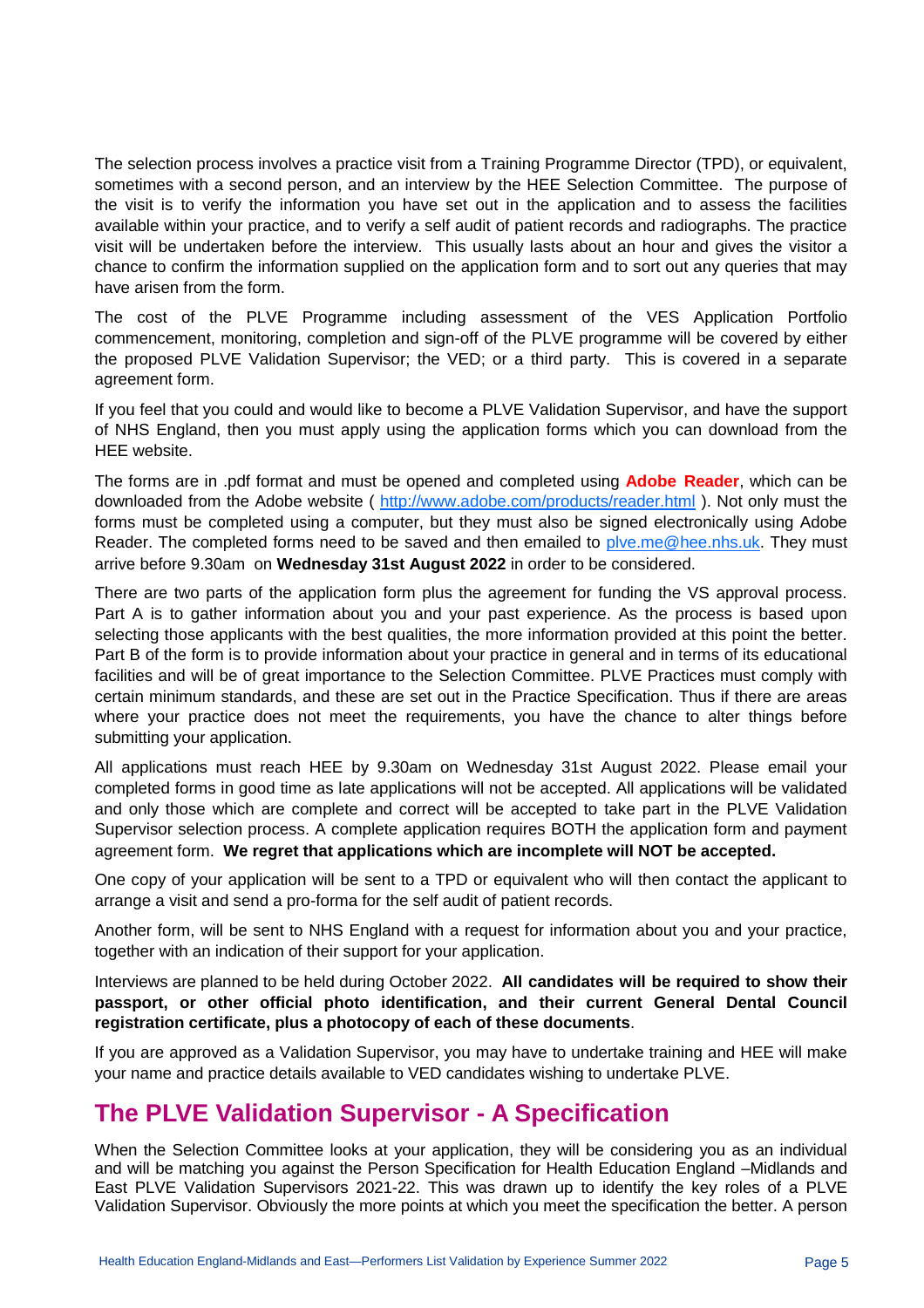The selection process involves a practice visit from a Training Programme Director (TPD), or equivalent, sometimes with a second person, and an interview by the HEE Selection Committee. The purpose of the visit is to verify the information you have set out in the application and to assess the facilities available within your practice, and to verify a self audit of patient records and radiographs. The practice visit will be undertaken before the interview. This usually lasts about an hour and gives the visitor a chance to confirm the information supplied on the application form and to sort out any queries that may have arisen from the form.

The cost of the PLVE Programme including assessment of the VES Application Portfolio commencement, monitoring, completion and sign-off of the PLVE programme will be covered by either the proposed PLVE Validation Supervisor; the VED; or a third party. This is covered in a separate agreement form.

If you feel that you could and would like to become a PLVE Validation Supervisor, and have the support of NHS England, then you must apply using the application forms which you can download from the HEE website.

The forms are in .pdf format and must be opened and completed using **Adobe Reader**, which can be downloaded from the Adobe website ( http://www.adobe.com/products/reader.html ). Not only must the forms must be completed using a computer, but they must also be signed electronically using Adobe Reader. The completed forms need to be saved and then emailed to plve.me@hee.nhs.uk. They must arrive before 9.30am on **Wednesday 31st August 2022** in order to be considered.

There are two parts of the application form plus the agreement for funding the VS approval process. Part A is to gather information about you and your past experience. As the process is based upon selecting those applicants with the best qualities, the more information provided at this point the better. Part B of the form is to provide information about your practice in general and in terms of its educational facilities and will be of great importance to the Selection Committee. PLVE Practices must comply with certain minimum standards, and these are set out in the Practice Specification. Thus if there are areas where your practice does not meet the requirements, you have the chance to alter things before submitting your application.

All applications must reach HEE by 9.30am on Wednesday 31st August 2022. Please email your completed forms in good time as late applications will not be accepted. All applications will be validated and only those which are complete and correct will be accepted to take part in the PLVE Validation Supervisor selection process. A complete application requires BOTH the application form and payment agreement form. **We regret that applications which are incomplete will NOT be accepted.**

One copy of your application will be sent to a TPD or equivalent who will then contact the applicant to arrange a visit and send a pro-forma for the self audit of patient records.

Another form, will be sent to NHS England with a request for information about you and your practice, together with an indication of their support for your application.

Interviews are planned to be held during October 2022. **All candidates will be required to show their passport, or other official photo identification, and their current General Dental Council registration certificate, plus a photocopy of each of these documents**.

If you are approved as a Validation Supervisor, you may have to undertake training and HEE will make your name and practice details available to VED candidates wishing to undertake PLVE.

## The PLVE Validation Supervisor - A Specification

When the Selection Committee looks at your application, they will be considering you as an individual and will be matching you against the Person Specification for Health Education England –Midlands and East PLVE Validation Supervisors 2021-22. This was drawn up to identify the key roles of a PLVE Validation Supervisor. Obviously the more points at which you meet the specification the better. A person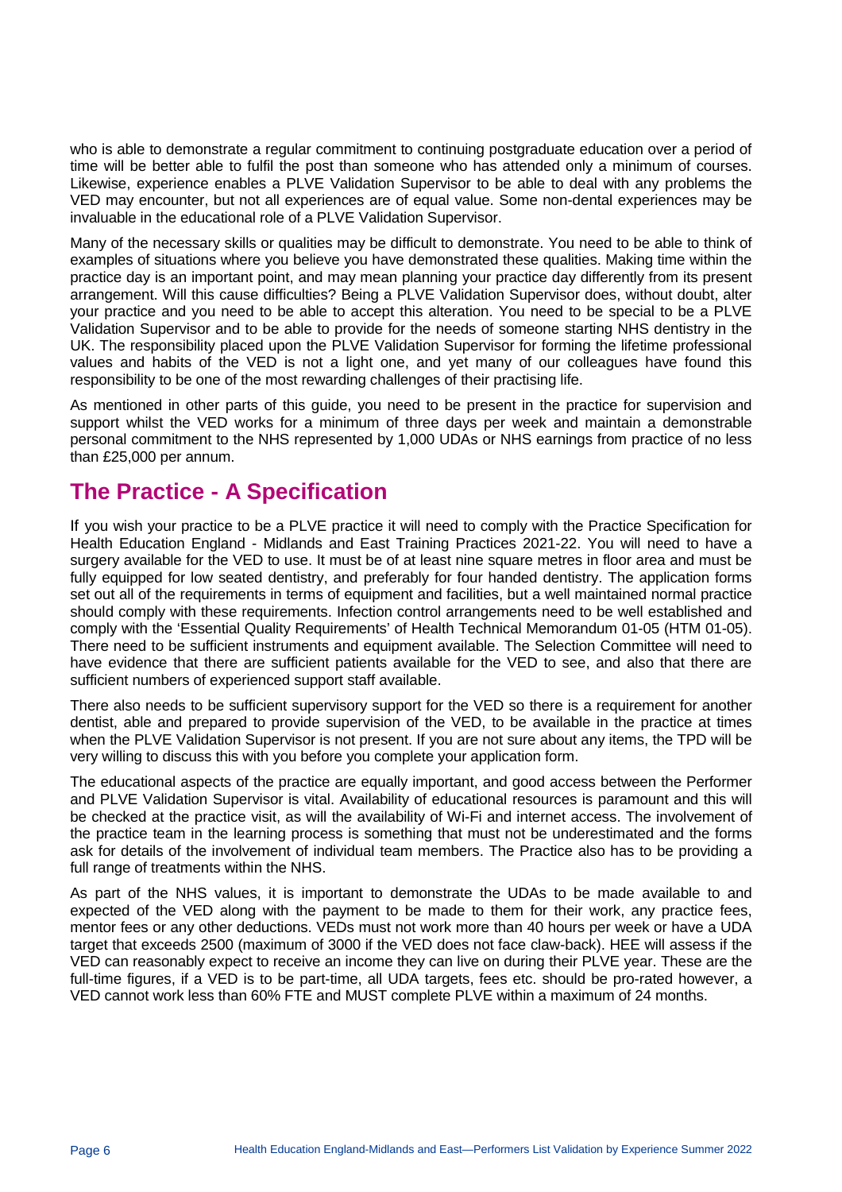who is able to demonstrate a regular commitment to continuing postgraduate education over a period of time will be better able to fulfil the post than someone who has attended only a minimum of courses. Likewise, experience enables a PLVE Validation Supervisor to be able to deal with any problems the VED may encounter, but not all experiences are of equal value. Some non-dental experiences may be invaluable in the educational role of a PLVE Validation Supervisor.

Many of the necessary skills or qualities may be difficult to demonstrate. You need to be able to think of examples of situations where you believe you have demonstrated these qualities. Making time within the practice day is an important point, and may mean planning your practice day differently from its present arrangement. Will this cause difficulties? Being a PLVE Validation Supervisor does, without doubt, alter your practice and you need to be able to accept this alteration. You need to be special to be a PLVE Validation Supervisor and to be able to provide for the needs of someone starting NHS dentistry in the UK. The responsibility placed upon the PLVE Validation Supervisor for forming the lifetime professional values and habits of the VED is not a light one, and yet many of our colleagues have found this responsibility to be one of the most rewarding challenges of their practising life.

As mentioned in other parts of this guide, you need to be present in the practice for supervision and support whilst the VED works for a minimum of three days per week and maintain a demonstrable personal commitment to the NHS represented by 1,000 UDAs or NHS earnings from practice of no less than £25,000 per annum.

## The Practice - A Specification

If you wish your practice to be a PLVE practice it will need to comply with the Practice Specification for Health Education England - Midlands and East Training Practices 2021-22. You will need to have a surgery available for the VED to use. It must be of at least nine square metres in floor area and must be fully equipped for low seated dentistry, and preferably for four handed dentistry. The application forms set out all of the requirements in terms of equipment and facilities, but a well maintained normal practice should comply with these requirements. Infection control arrangements need to be well established and comply with the 'Essential Quality Requirements' of Health Technical Memorandum 01-05 (HTM 01-05). There need to be sufficient instruments and equipment available. The Selection Committee will need to have evidence that there are sufficient patients available for the VED to see, and also that there are sufficient numbers of experienced support staff available.

There also needs to be sufficient supervisory support for the VED so there is a requirement for another dentist, able and prepared to provide supervision of the VED, to be available in the practice at times when the PLVE Validation Supervisor is not present. If you are not sure about any items, the TPD will be very willing to discuss this with you before you complete your application form.

The educational aspects of the practice are equally important, and good access between the Performer and PLVE Validation Supervisor is vital. Availability of educational resources is paramount and this will be checked at the practice visit, as will the availability of Wi-Fi and internet access. The involvement of the practice team in the learning process is something that must not be underestimated and the forms ask for details of the involvement of individual team members. The Practice also has to be providing a full range of treatments within the NHS.

As part of the NHS values, it is important to demonstrate the UDAs to be made available to and expected of the VED along with the payment to be made to them for their work, any practice fees, mentor fees or any other deductions. VEDs must not work more than 40 hours per week or have a UDA target that exceeds 2500 (maximum of 3000 if the VED does not face claw-back). HEE will assess if the VED can reasonably expect to receive an income they can live on during their PLVE year. These are the full-time figures, if a VED is to be part-time, all UDA targets, fees etc. should be pro-rated however, a VED cannot work less than 60% FTE and MUST complete PLVE within a maximum of 24 months.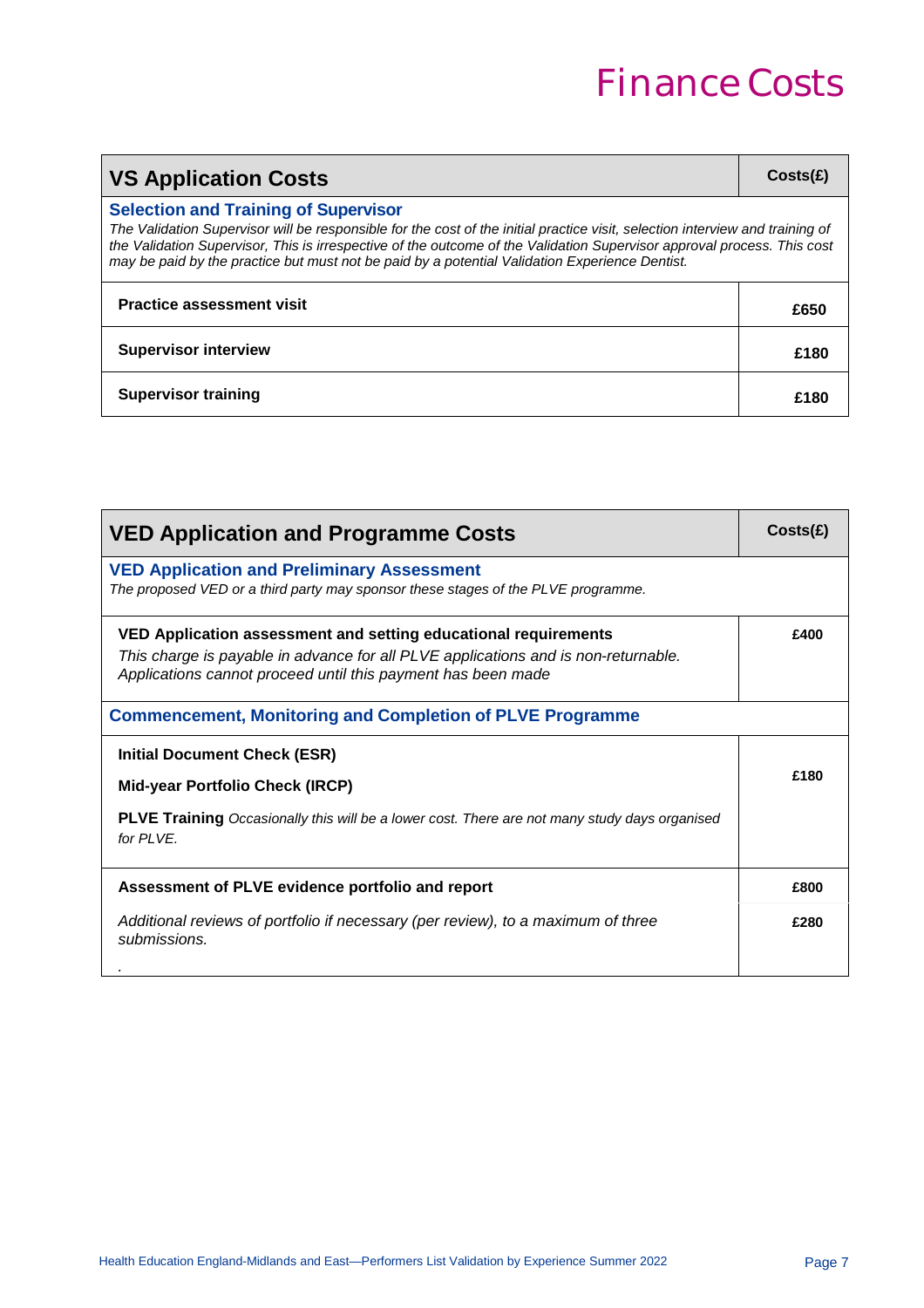# Finance Costs

| VS Application Costs | Costs(£) |
|---|---|
| **Selection and Training of Supervisor**<br>*The Validation Supervisor will be responsible for the cost of the initial practice visit, selection interview and training of the Validation Supervisor, This is irrespective of the outcome of the Validation Supervisor approval process. This cost may be paid by the practice but must not be paid by a potential Validation Experience Dentist.* | |
| **Practice assessment visit** | **£650** |
| **Supervisor interview** | **£180** |
| **Supervisor training** | **£180** |

| VED Application and Programme Costs | Costs(£) |
|---|---|
| **VED Application and Preliminary Assessment**<br>*The proposed VED or a third party may sponsor these stages of the PLVE programme.* | |
| **VED Application assessment and setting educational requirements**<br>*This charge is payable in advance for all PLVE applications and is non-returnable. Applications cannot proceed until this payment has been made* | **£400** |
| **Commencement, Monitoring and Completion of PLVE Programme** | |
| **Initial Document Check (ESR)**<br>**Mid-year Portfolio Check (IRCP)**<br>**PLVE Training** *Occasionally this will be a lower cost. There are not many study days organised for PLVE.* | **£180** |
| **Assessment of PLVE evidence portfolio and report** | **£800** |
| *Additional reviews of portfolio if necessary (per review), to a maximum of three submissions.* | **£280** |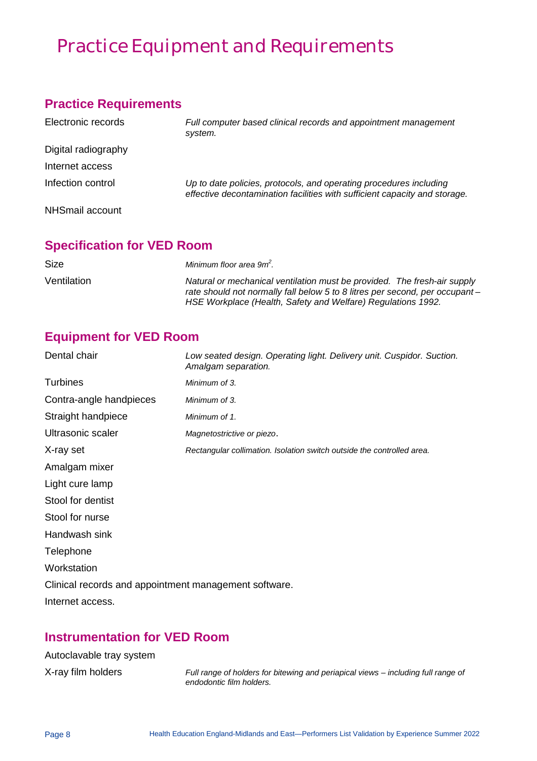# Practice Equipment and Requirements

## Practice Requirements

| | |
|---|---|
| Electronic records | *Full computer based clinical records and appointment management system.* |
| Digital radiography | |
| Internet access | |
| Infection control | *Up to date policies, protocols, and operating procedures including effective decontamination facilities with sufficient capacity and storage.* |
| NHSmail account | |

## Specification for VED Room

| | |
|---|---|
| Size | *Minimum floor area $9m^2$.* |
| Ventilation | *Natural or mechanical ventilation must be provided. The fresh-air supply rate should not normally fall below 5 to 8 litres per second, per occupant – HSE Workplace (Health, Safety and Welfare) Regulations 1992.* |

## Equipment for VED Room

| | |
|---|---|
| Dental chair | *Low seated design. Operating light. Delivery unit. Cuspidor. Suction. Amalgam separation.* |
| Turbines | *Minimum of 3.* |
| Contra-angle handpieces | *Minimum of 3.* |
| Straight handpiece | *Minimum of 1.* |
| Ultrasonic scaler | *Magnetostrictive or piezo*. |
| X-ray set | *Rectangular collimation. Isolation switch outside the controlled area.* |
| Amalgam mixer | |
| Light cure lamp | |
| Stool for dentist | |
| Stool for nurse | |
| Handwash sink | |
| Telephone | |
| Workstation | |

Clinical records and appointment management software.

Internet access.

## Instrumentation for VED Room

| | |
|---|---|
| Autoclavable tray system | |
| X-ray film holders | *Full range of holders for bitewing and periapical views – including full range of endodontic film holders.* |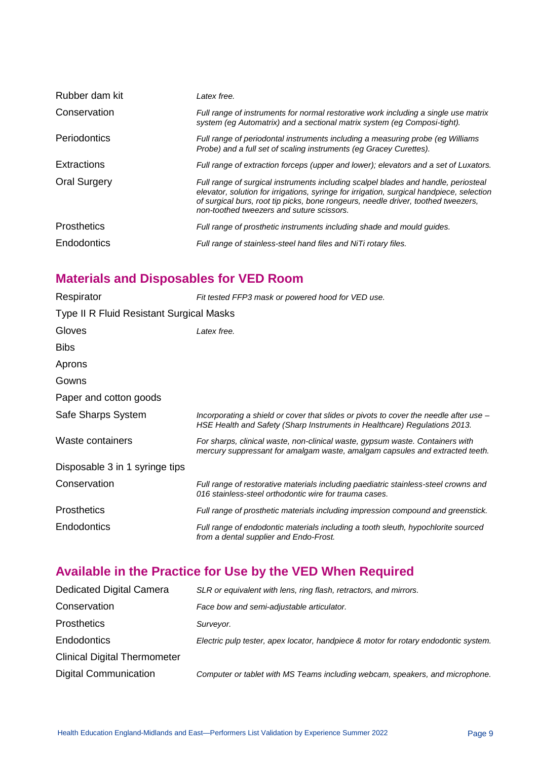| | |
|---|---|
| Rubber dam kit | *Latex free.* |
| Conservation | *Full range of instruments for normal restorative work including a single use matrix system (eg Automatrix) and a sectional matrix system (eg Composi-tight).* |
| Periodontics | *Full range of periodontal instruments including a measuring probe (eg Williams Probe) and a full set of scaling instruments (eg Gracey Curettes).* |
| Extractions | *Full range of extraction forceps (upper and lower); elevators and a set of Luxators.* |
| Oral Surgery | *Full range of surgical instruments including scalpel blades and handle, periosteal elevator, solution for irrigations, syringe for irrigation, surgical handpiece, selection of surgical burs, root tip picks, bone rongeurs, needle driver, toothed tweezers, non-toothed tweezers and suture scissors.* |
| Prosthetics | *Full range of prosthetic instruments including shade and mould guides.* |
| Endodontics | *Full range of stainless-steel hand files and NiTi rotary files.* |

## Materials and Disposables for VED Room

| | |
|---|---|
| Respirator | *Fit tested FFP3 mask or powered hood for VED use.* |
| Type II R Fluid Resistant Surgical Masks | |
| Gloves | *Latex free.* |
| Bibs | |
| Aprons | |
| Gowns | |
| Paper and cotton goods | |
| Safe Sharps System | *Incorporating a shield or cover that slides or pivots to cover the needle after use – HSE Health and Safety (Sharp Instruments in Healthcare) Regulations 2013.* |
| Waste containers | *For sharps, clinical waste, non-clinical waste, gypsum waste. Containers with mercury suppressant for amalgam waste, amalgam capsules and extracted teeth.* |
| Disposable 3 in 1 syringe tips | |
| Conservation | *Full range of restorative materials including paediatric stainless-steel crowns and 016 stainless-steel orthodontic wire for trauma cases.* |
| Prosthetics | *Full range of prosthetic materials including impression compound and greenstick.* |
| Endodontics | *Full range of endodontic materials including a tooth sleuth, hypochlorite sourced from a dental supplier and Endo-Frost.* |

## Available in the Practice for Use by the VED When Required

| | |
|---|---|
| Dedicated Digital Camera | *SLR or equivalent with lens, ring flash, retractors, and mirrors.* |
| Conservation | *Face bow and semi-adjustable articulator.* |
| Prosthetics | *Surveyor.* |
| Endodontics | *Electric pulp tester, apex locator, handpiece & motor for rotary endodontic system.* |
| Clinical Digital Thermometer | |
| Digital Communication | *Computer or tablet with MS Teams including webcam, speakers, and microphone.* |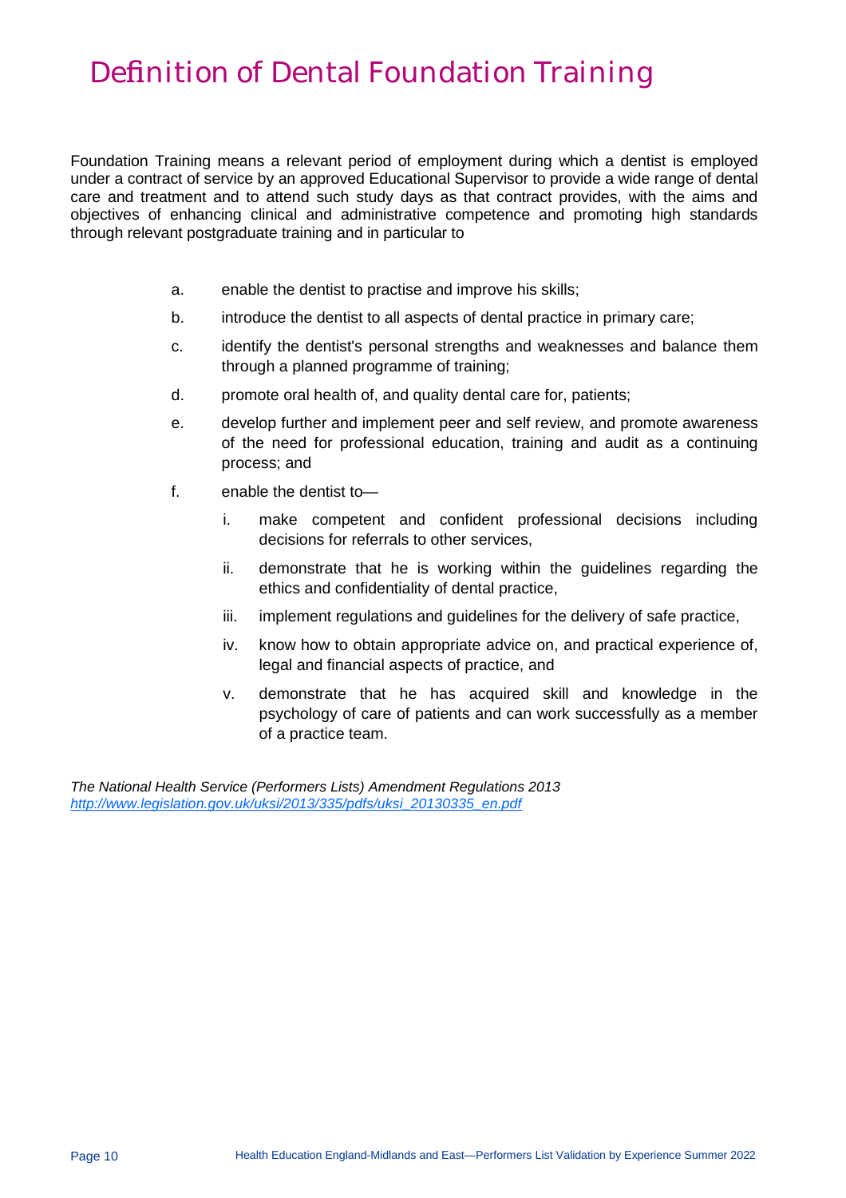# Definition of Dental Foundation Training

Foundation Training means a relevant period of employment during which a dentist is employed under a contract of service by an approved Educational Supervisor to provide a wide range of dental care and treatment and to attend such study days as that contract provides, with the aims and objectives of enhancing clinical and administrative competence and promoting high standards through relevant postgraduate training and in particular to

a. enable the dentist to practise and improve his skills;

b. introduce the dentist to all aspects of dental practice in primary care;

c. identify the dentist's personal strengths and weaknesses and balance them through a planned programme of training;

d. promote oral health of, and quality dental care for, patients;

e. develop further and implement peer and self review, and promote awareness of the need for professional education, training and audit as a continuing process; and

f. enable the dentist to—

   i. make competent and confident professional decisions including decisions for referrals to other services,

   ii. demonstrate that he is working within the guidelines regarding the ethics and confidentiality of dental practice,

   iii. implement regulations and guidelines for the delivery of safe practice,

   iv. know how to obtain appropriate advice on, and practical experience of, legal and financial aspects of practice, and

   v. demonstrate that he has acquired skill and knowledge in the psychology of care of patients and can work successfully as a member of a practice team.

*The National Health Service (Performers Lists) Amendment Regulations 2013*
*[http://www.legislation.gov.uk/uksi/2013/335/pdfs/uksi_20130335_en.pdf](http://www.legislation.gov.uk/uksi/2013/335/pdfs/uksi_20130335_en.pdf)*